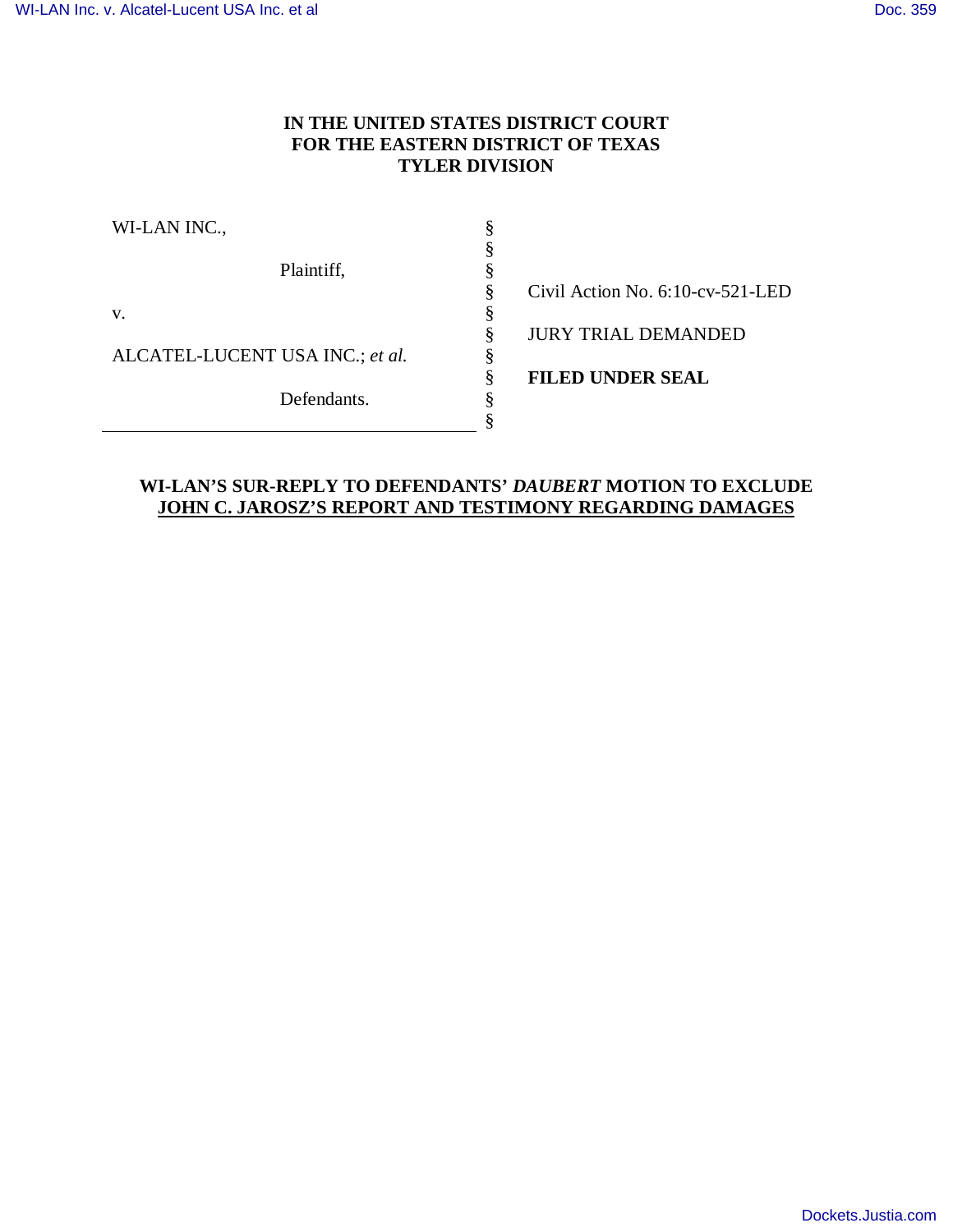**IN THE UNITED STATES DISTRICT COURT**
**FOR THE EASTERN DISTRICT OF TEXAS**
**TYLER DIVISION**

| | | |
|---|---|---|
| WI-LAN INC., | § | |
| | § | |
| Plaintiff, | § | |
| | § | Civil Action No. 6:10-cv-521-LED |
| v. | § | |
| | § | JURY TRIAL DEMANDED |
| ALCATEL-LUCENT USA INC.; *et al.* | § | |
| | § | **FILED UNDER SEAL** |
| Defendants. | § | |
| | § | |

**WI-LAN'S SUR-REPLY TO DEFENDANTS' *DAUBERT* MOTION TO EXCLUDE JOHN C. JAROSZ'S REPORT AND TESTIMONY REGARDING DAMAGES**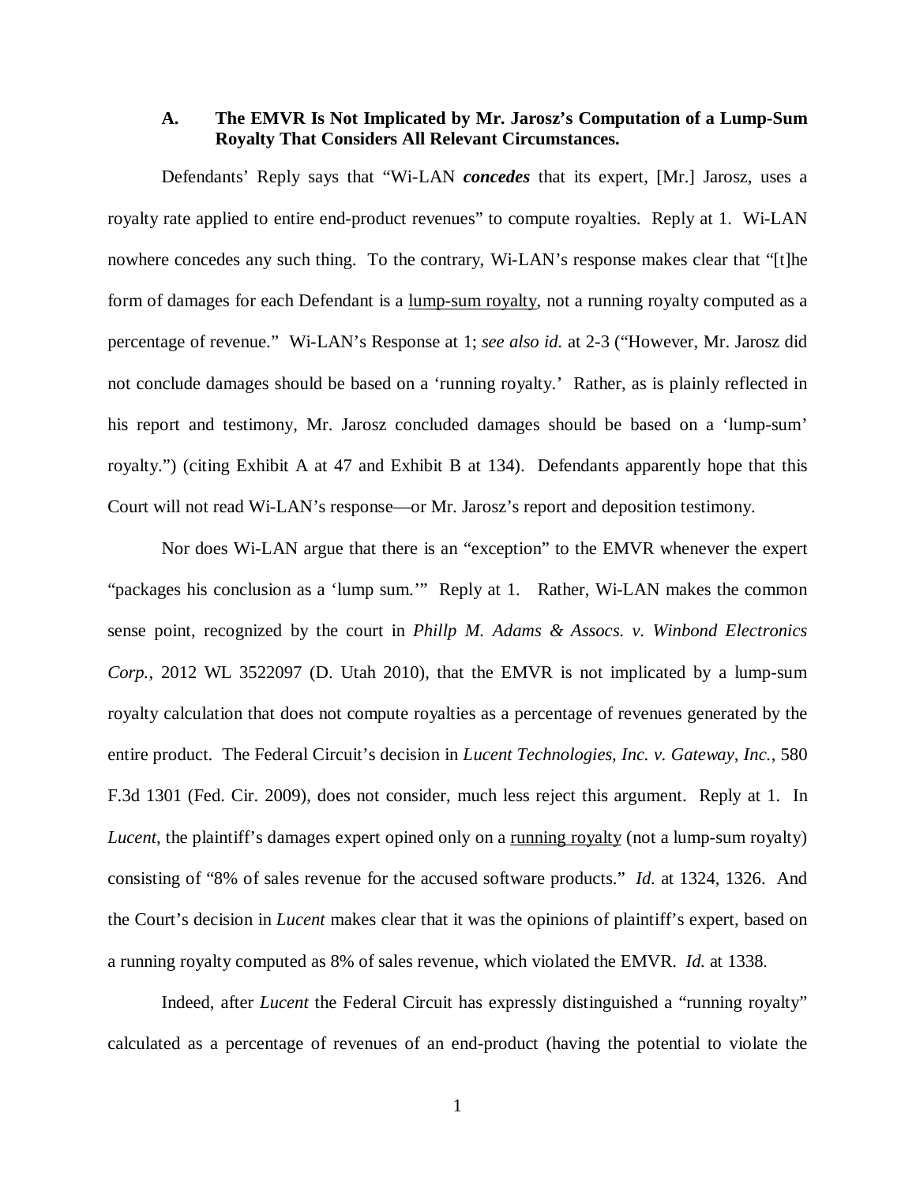### A. The EMVR Is Not Implicated by Mr. Jarosz's Computation of a Lump-Sum Royalty That Considers All Relevant Circumstances.

Defendants' Reply says that "Wi-LAN ***concedes*** that its expert, [Mr.] Jarosz, uses a royalty rate applied to entire end-product revenues" to compute royalties. Reply at 1. Wi-LAN nowhere concedes any such thing. To the contrary, Wi-LAN's response makes clear that "[t]he form of damages for each Defendant is a <u>lump-sum royalty</u>, not a running royalty computed as a percentage of revenue." Wi-LAN's Response at 1; *see also id.* at 2-3 ("However, Mr. Jarosz did not conclude damages should be based on a 'running royalty.' Rather, as is plainly reflected in his report and testimony, Mr. Jarosz concluded damages should be based on a 'lump-sum' royalty.") (citing Exhibit A at 47 and Exhibit B at 134). Defendants apparently hope that this Court will not read Wi-LAN's response—or Mr. Jarosz's report and deposition testimony.

Nor does Wi-LAN argue that there is an "exception" to the EMVR whenever the expert "packages his conclusion as a 'lump sum.'" Reply at 1. Rather, Wi-LAN makes the common sense point, recognized by the court in *Phillp M. Adams & Assocs. v. Winbond Electronics Corp.*, 2012 WL 3522097 (D. Utah 2010), that the EMVR is not implicated by a lump-sum royalty calculation that does not compute royalties as a percentage of revenues generated by the entire product. The Federal Circuit's decision in *Lucent Technologies, Inc. v. Gateway, Inc.*, 580 F.3d 1301 (Fed. Cir. 2009), does not consider, much less reject this argument. Reply at 1. In *Lucent*, the plaintiff's damages expert opined only on a <u>running royalty</u> (not a lump-sum royalty) consisting of "8% of sales revenue for the accused software products." *Id.* at 1324, 1326. And the Court's decision in *Lucent* makes clear that it was the opinions of plaintiff's expert, based on a running royalty computed as 8% of sales revenue, which violated the EMVR. *Id.* at 1338.

Indeed, after *Lucent* the Federal Circuit has expressly distinguished a "running royalty" calculated as a percentage of revenues of an end-product (having the potential to violate the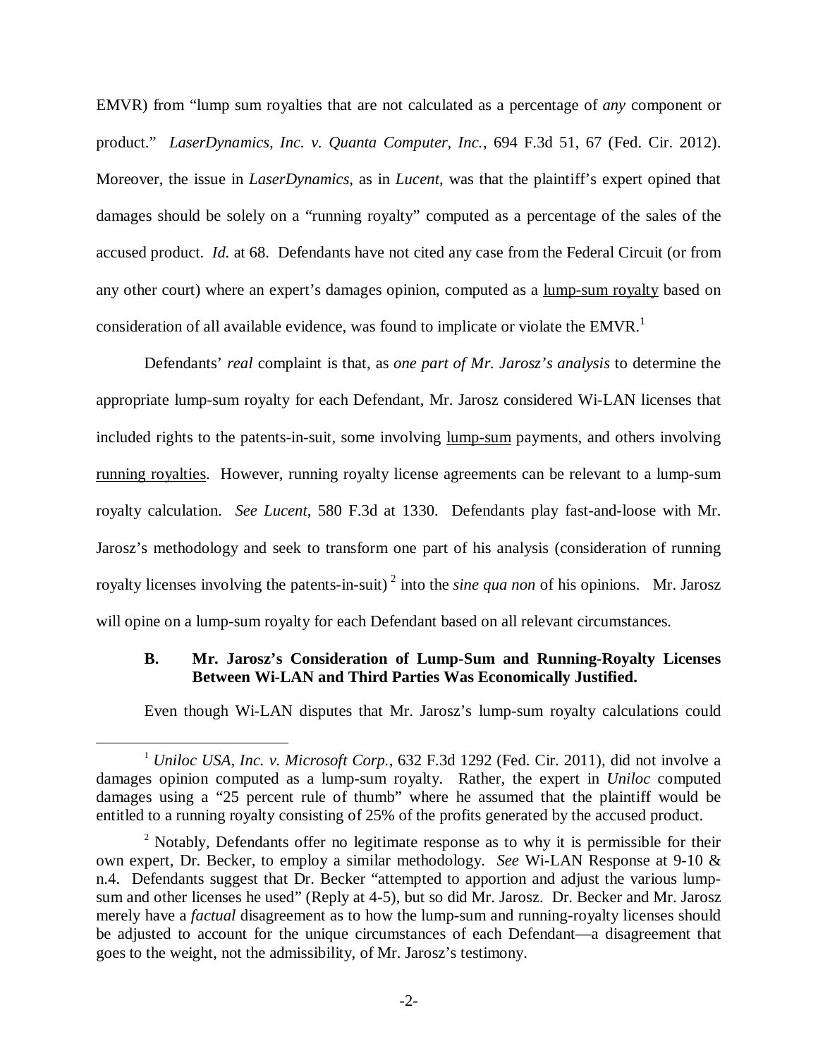EMVR) from "lump sum royalties that are not calculated as a percentage of *any* component or product." *LaserDynamics, Inc. v. Quanta Computer, Inc.*, 694 F.3d 51, 67 (Fed. Cir. 2012). Moreover, the issue in *LaserDynamics*, as in *Lucent*, was that the plaintiff's expert opined that damages should be solely on a "running royalty" computed as a percentage of the sales of the accused product. *Id.* at 68. Defendants have not cited any case from the Federal Circuit (or from any other court) where an expert's damages opinion, computed as a <u>lump-sum royalty</u> based on consideration of all available evidence, was found to implicate or violate the EMVR.[1]

Defendants' *real* complaint is that, as *one part of Mr. Jarosz's analysis* to determine the appropriate lump-sum royalty for each Defendant, Mr. Jarosz considered Wi-LAN licenses that included rights to the patents-in-suit, some involving <u>lump-sum</u> payments, and others involving <u>running royalties</u>. However, running royalty license agreements can be relevant to a lump-sum royalty calculation. *See Lucent*, 580 F.3d at 1330. Defendants play fast-and-loose with Mr. Jarosz's methodology and seek to transform one part of his analysis (consideration of running royalty licenses involving the patents-in-suit)[2] into the *sine qua non* of his opinions. Mr. Jarosz will opine on a lump-sum royalty for each Defendant based on all relevant circumstances.

### B. Mr. Jarosz's Consideration of Lump-Sum and Running-Royalty Licenses Between Wi-LAN and Third Parties Was Economically Justified.

Even though Wi-LAN disputes that Mr. Jarosz's lump-sum royalty calculations could

---

[1] *Uniloc USA, Inc. v. Microsoft Corp.*, 632 F.3d 1292 (Fed. Cir. 2011), did not involve a damages opinion computed as a lump-sum royalty. Rather, the expert in *Uniloc* computed damages using a "25 percent rule of thumb" where he assumed that the plaintiff would be entitled to a running royalty consisting of 25% of the profits generated by the accused product.

[2] Notably, Defendants offer no legitimate response as to why it is permissible for their own expert, Dr. Becker, to employ a similar methodology. *See* Wi-LAN Response at 9-10 & n.4. Defendants suggest that Dr. Becker "attempted to apportion and adjust the various lump-sum and other licenses he used" (Reply at 4-5), but so did Mr. Jarosz. Dr. Becker and Mr. Jarosz merely have a *factual* disagreement as to how the lump-sum and running-royalty licenses should be adjusted to account for the unique circumstances of each Defendant—a disagreement that goes to the weight, not the admissibility, of Mr. Jarosz's testimony.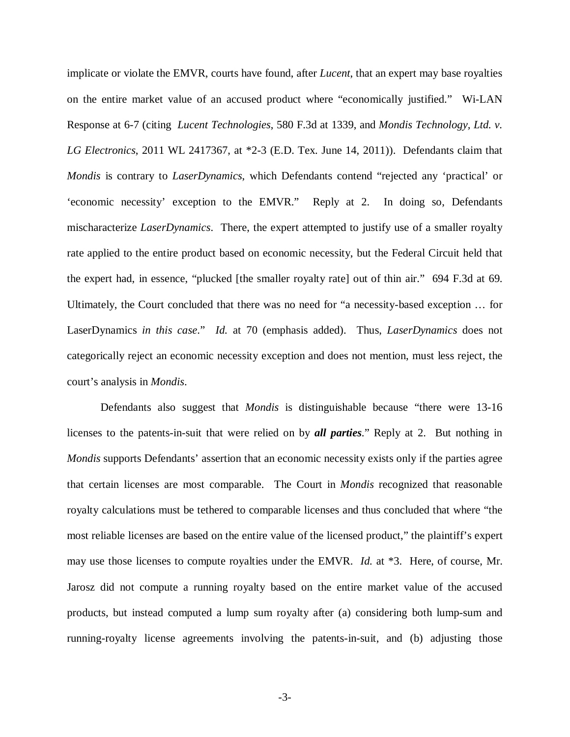implicate or violate the EMVR, courts have found, after *Lucent*, that an expert may base royalties on the entire market value of an accused product where "economically justified." Wi-LAN Response at 6-7 (citing *Lucent Technologies*, 580 F.3d at 1339, and *Mondis Technology, Ltd. v. LG Electronics*, 2011 WL 2417367, at *2-3 (E.D. Tex. June 14, 2011)). Defendants claim that *Mondis* is contrary to *LaserDynamics*, which Defendants contend "rejected any 'practical' or 'economic necessity' exception to the EMVR." Reply at 2. In doing so, Defendants mischaracterize *LaserDynamics*. There, the expert attempted to justify use of a smaller royalty rate applied to the entire product based on economic necessity, but the Federal Circuit held that the expert had, in essence, "plucked [the smaller royalty rate] out of thin air." 694 F.3d at 69. Ultimately, the Court concluded that there was no need for "a necessity-based exception … for LaserDynamics *in this case*." *Id.* at 70 (emphasis added). Thus, *LaserDynamics* does not categorically reject an economic necessity exception and does not mention, must less reject, the court's analysis in *Mondis*.

Defendants also suggest that *Mondis* is distinguishable because "there were 13-16 licenses to the patents-in-suit that were relied on by ***all parties***." Reply at 2. But nothing in *Mondis* supports Defendants' assertion that an economic necessity exists only if the parties agree that certain licenses are most comparable. The Court in *Mondis* recognized that reasonable royalty calculations must be tethered to comparable licenses and thus concluded that where "the most reliable licenses are based on the entire value of the licensed product," the plaintiff's expert may use those licenses to compute royalties under the EMVR. *Id.* at *3. Here, of course, Mr. Jarosz did not compute a running royalty based on the entire market value of the accused products, but instead computed a lump sum royalty after (a) considering both lump-sum and running-royalty license agreements involving the patents-in-suit, and (b) adjusting those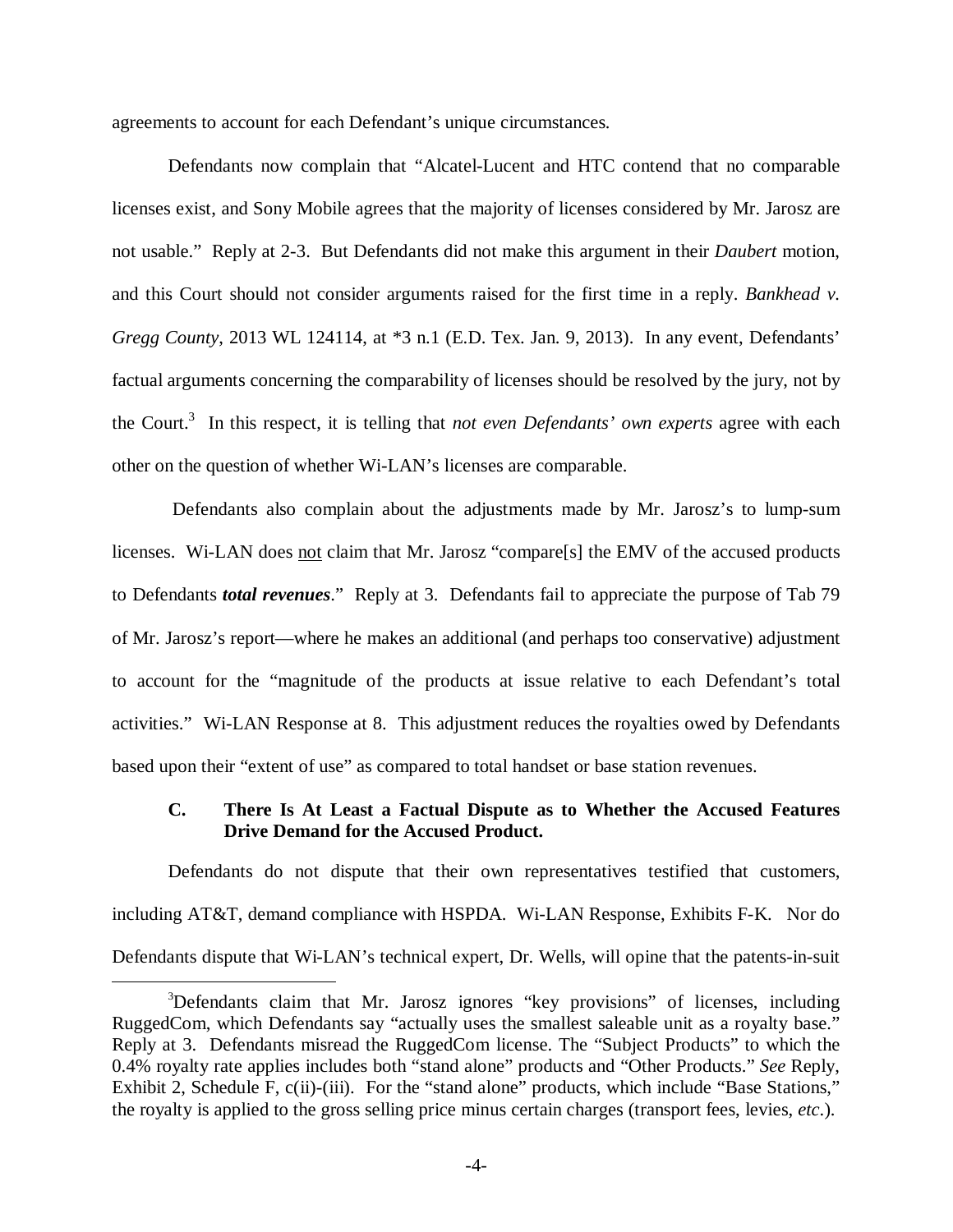agreements to account for each Defendant's unique circumstances.

Defendants now complain that "Alcatel-Lucent and HTC contend that no comparable licenses exist, and Sony Mobile agrees that the majority of licenses considered by Mr. Jarosz are not usable." Reply at 2-3. But Defendants did not make this argument in their *Daubert* motion, and this Court should not consider arguments raised for the first time in a reply. *Bankhead v. Gregg County*, 2013 WL 124114, at *3 n.1 (E.D. Tex. Jan. 9, 2013). In any event, Defendants' factual arguments concerning the comparability of licenses should be resolved by the jury, not by the Court.[3] In this respect, it is telling that *not even Defendants' own experts* agree with each other on the question of whether Wi-LAN's licenses are comparable.

Defendants also complain about the adjustments made by Mr. Jarosz's to lump-sum licenses. Wi-LAN does <u>not</u> claim that Mr. Jarosz "compare[s] the EMV of the accused products to Defendants ***total revenues***." Reply at 3. Defendants fail to appreciate the purpose of Tab 79 of Mr. Jarosz's report—where he makes an additional (and perhaps too conservative) adjustment to account for the "magnitude of the products at issue relative to each Defendant's total activities." Wi-LAN Response at 8. This adjustment reduces the royalties owed by Defendants based upon their "extent of use" as compared to total handset or base station revenues.

### C. There Is At Least a Factual Dispute as to Whether the Accused Features Drive Demand for the Accused Product.

Defendants do not dispute that their own representatives testified that customers, including AT&T, demand compliance with HSPDA. Wi-LAN Response, Exhibits F-K. Nor do Defendants dispute that Wi-LAN's technical expert, Dr. Wells, will opine that the patents-in-suit

---

[3] Defendants claim that Mr. Jarosz ignores "key provisions" of licenses, including RuggedCom, which Defendants say "actually uses the smallest saleable unit as a royalty base." Reply at 3. Defendants misread the RuggedCom license. The "Subject Products" to which the 0.4% royalty rate applies includes both "stand alone" products and "Other Products." *See* Reply, Exhibit 2, Schedule F, c(ii)-(iii). For the "stand alone" products, which include "Base Stations," the royalty is applied to the gross selling price minus certain charges (transport fees, levies, *etc.*).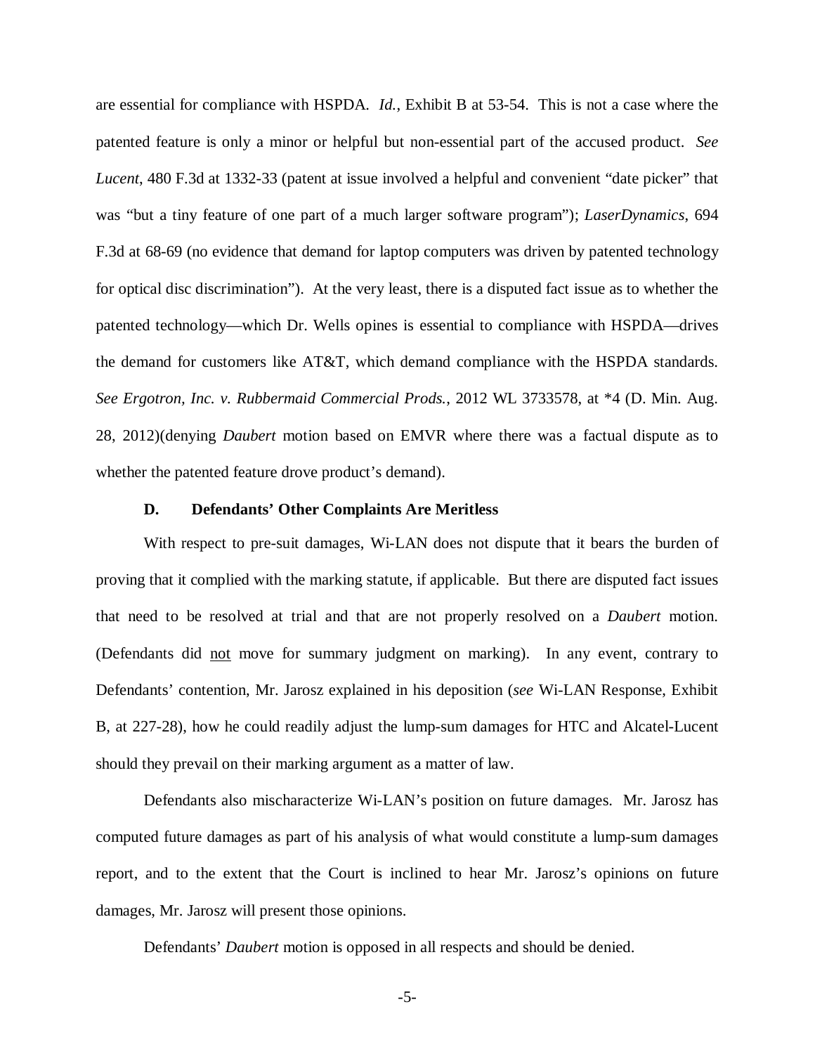are essential for compliance with HSPDA. *Id.*, Exhibit B at 53-54. This is not a case where the patented feature is only a minor or helpful but non-essential part of the accused product. *See Lucent*, 480 F.3d at 1332-33 (patent at issue involved a helpful and convenient "date picker" that was "but a tiny feature of one part of a much larger software program"); *LaserDynamics*, 694 F.3d at 68-69 (no evidence that demand for laptop computers was driven by patented technology for optical disc discrimination"). At the very least, there is a disputed fact issue as to whether the patented technology—which Dr. Wells opines is essential to compliance with HSPDA—drives the demand for customers like AT&T, which demand compliance with the HSPDA standards. *See Ergotron, Inc. v. Rubbermaid Commercial Prods.*, 2012 WL 3733578, at *4 (D. Min. Aug. 28, 2012)(denying *Daubert* motion based on EMVR where there was a factual dispute as to whether the patented feature drove product's demand).

### D. Defendants' Other Complaints Are Meritless

With respect to pre-suit damages, Wi-LAN does not dispute that it bears the burden of proving that it complied with the marking statute, if applicable. But there are disputed fact issues that need to be resolved at trial and that are not properly resolved on a *Daubert* motion. (Defendants did <u>not</u> move for summary judgment on marking). In any event, contrary to Defendants' contention, Mr. Jarosz explained in his deposition (*see* Wi-LAN Response, Exhibit B, at 227-28), how he could readily adjust the lump-sum damages for HTC and Alcatel-Lucent should they prevail on their marking argument as a matter of law.

Defendants also mischaracterize Wi-LAN's position on future damages. Mr. Jarosz has computed future damages as part of his analysis of what would constitute a lump-sum damages report, and to the extent that the Court is inclined to hear Mr. Jarosz's opinions on future damages, Mr. Jarosz will present those opinions.

Defendants' *Daubert* motion is opposed in all respects and should be denied.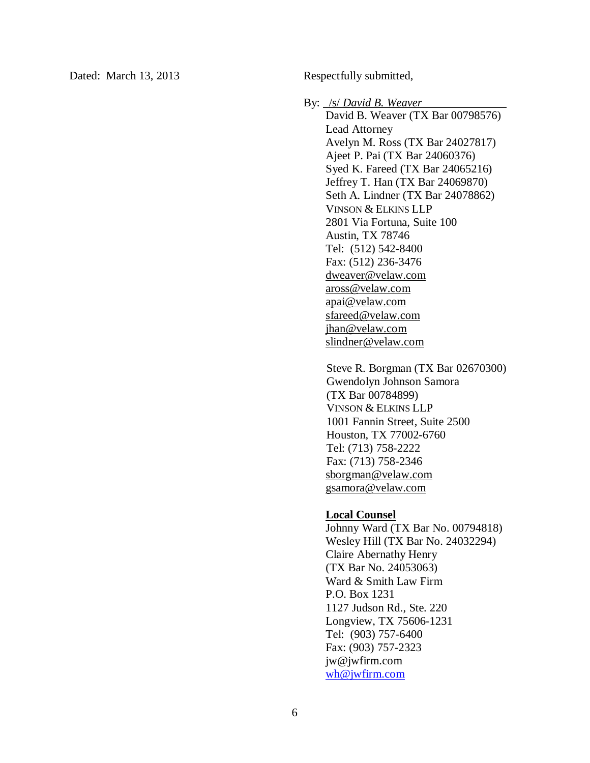Dated: March 13, 2013

Respectfully submitted,

By: /s/ *David B. Weaver*
David B. Weaver (TX Bar 00798576)
Lead Attorney
Avelyn M. Ross (TX Bar 24027817)
Ajeet P. Pai (TX Bar 24060376)
Syed K. Fareed (TX Bar 24065216)
Jeffrey T. Han (TX Bar 24069870)
Seth A. Lindner (TX Bar 24078862)
VINSON & ELKINS LLP
2801 Via Fortuna, Suite 100
Austin, TX 78746
Tel: (512) 542-8400
Fax: (512) 236-3476
dweaver@velaw.com
aross@velaw.com
apai@velaw.com
sfareed@velaw.com
jhan@velaw.com
slindner@velaw.com

Steve R. Borgman (TX Bar 02670300)
Gwendolyn Johnson Samora
(TX Bar 00784899)
VINSON & ELKINS LLP
1001 Fannin Street, Suite 2500
Houston, TX 77002-6760
Tel: (713) 758-2222
Fax: (713) 758-2346
sborgman@velaw.com
gsamora@velaw.com

**Local Counsel**
Johnny Ward (TX Bar No. 00794818)
Wesley Hill (TX Bar No. 24032294)
Claire Abernathy Henry
(TX Bar No. 24053063)
Ward & Smith Law Firm
P.O. Box 1231
1127 Judson Rd., Ste. 220
Longview, TX 75606-1231
Tel: (903) 757-6400
Fax: (903) 757-2323
jw@jwfirm.com
wh@jwfirm.com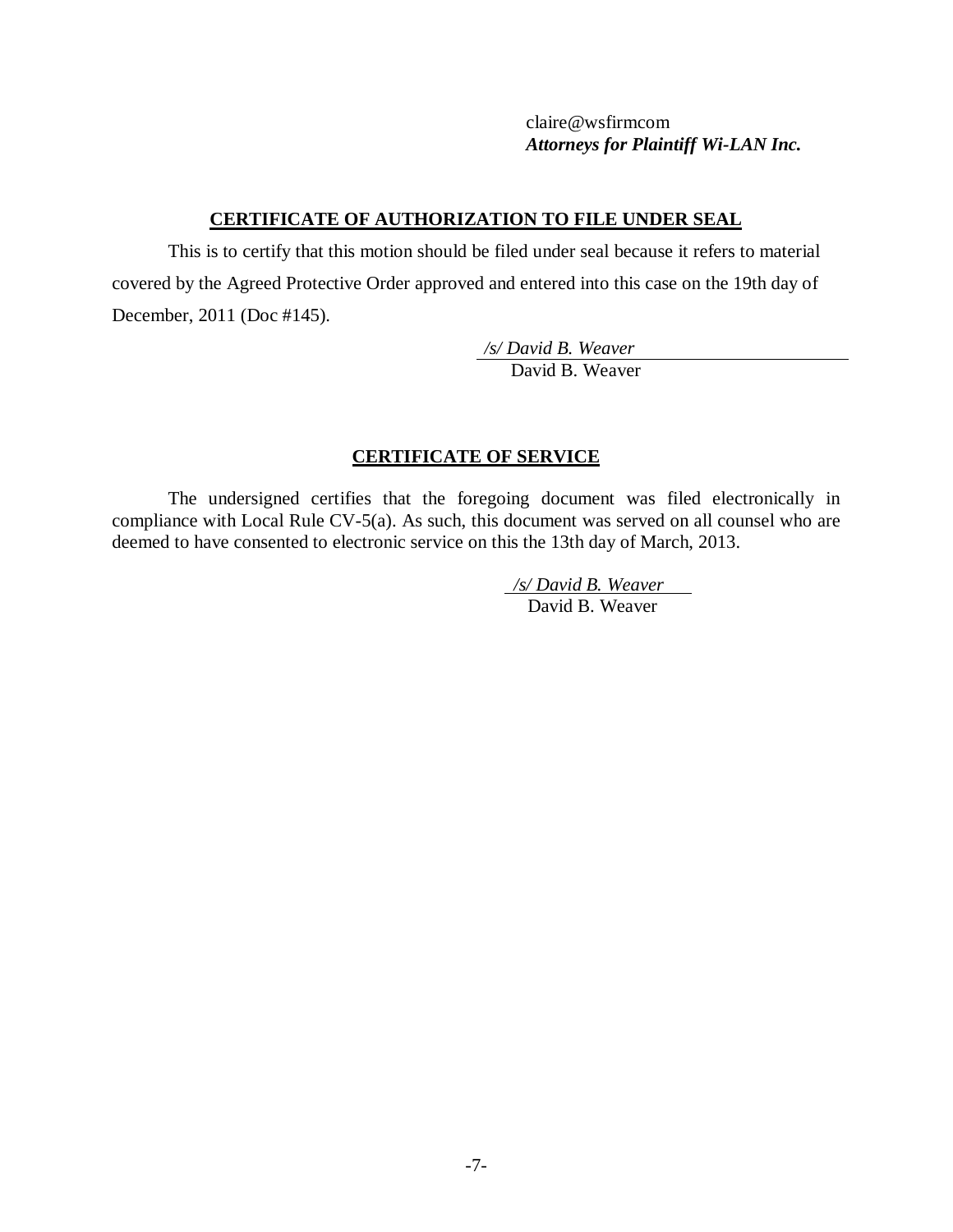claire@wsfirmcom
***Attorneys for Plaintiff Wi-LAN Inc.***

## CERTIFICATE OF AUTHORIZATION TO FILE UNDER SEAL

This is to certify that this motion should be filed under seal because it refers to material covered by the Agreed Protective Order approved and entered into this case on the 19th day of December, 2011 (Doc #145).

*/s/ David B. Weaver*
David B. Weaver

## CERTIFICATE OF SERVICE

The undersigned certifies that the foregoing document was filed electronically in compliance with Local Rule CV-5(a). As such, this document was served on all counsel who are deemed to have consented to electronic service on this the 13th day of March, 2013.

*/s/ David B. Weaver*
David B. Weaver